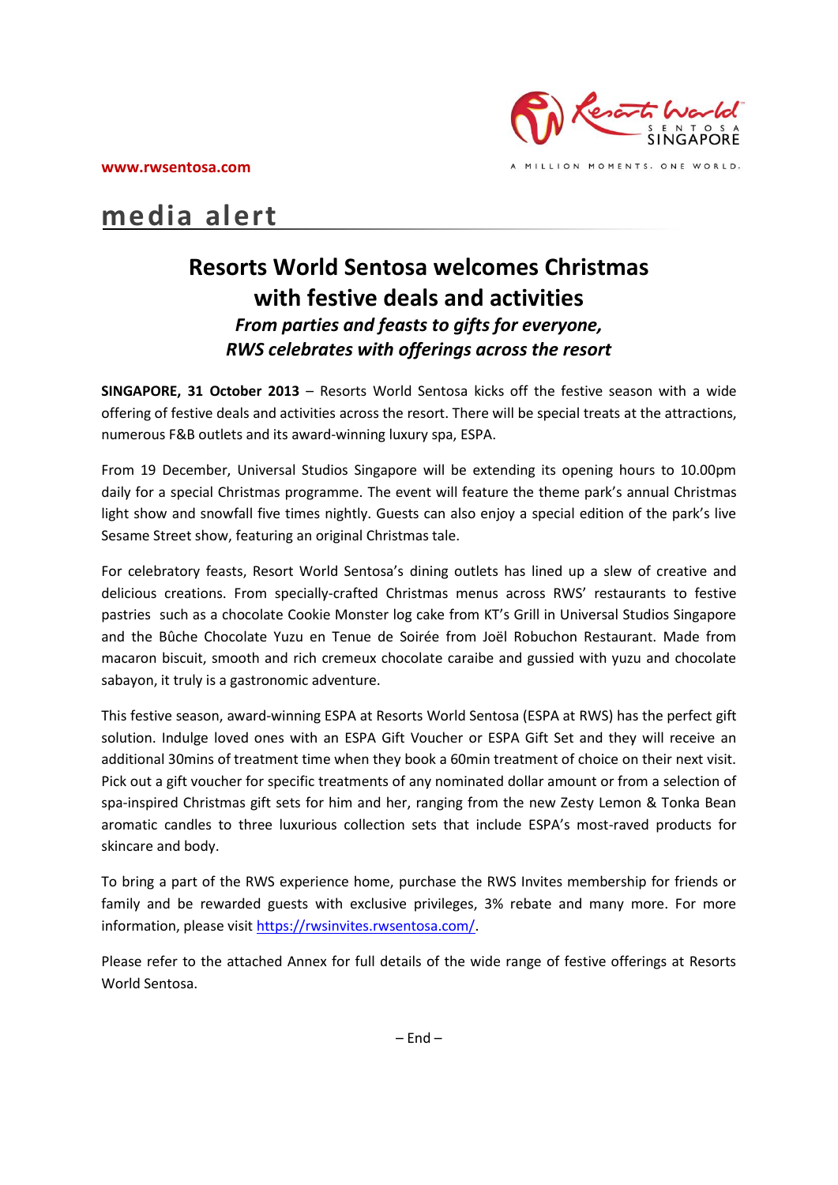www.rwsentosa.com

A MILLION MOMENTS. ONE WORLD.

# media alert

## Resorts World Sentosa welcomes Christmas with festive deals and activities

### *From parties and feasts to gifts for everyone, RWS celebrates with offerings across the resort*

**SINGAPORE, 31 October 2013** – Resorts World Sentosa kicks off the festive season with a wide offering of festive deals and activities across the resort. There will be special treats at the attractions, numerous F&B outlets and its award-winning luxury spa, ESPA.

From 19 December, Universal Studios Singapore will be extending its opening hours to 10.00pm daily for a special Christmas programme. The event will feature the theme park's annual Christmas light show and snowfall five times nightly. Guests can also enjoy a special edition of the park's live Sesame Street show, featuring an original Christmas tale.

For celebratory feasts, Resort World Sentosa's dining outlets has lined up a slew of creative and delicious creations. From specially-crafted Christmas menus across RWS' restaurants to festive pastries such as a chocolate Cookie Monster log cake from KT's Grill in Universal Studios Singapore and the Bûche Chocolate Yuzu en Tenue de Soirée from Joël Robuchon Restaurant. Made from macaron biscuit, smooth and rich cremeux chocolate caraibe and gussied with yuzu and chocolate sabayon, it truly is a gastronomic adventure.

This festive season, award-winning ESPA at Resorts World Sentosa (ESPA at RWS) has the perfect gift solution. Indulge loved ones with an ESPA Gift Voucher or ESPA Gift Set and they will receive an additional 30mins of treatment time when they book a 60min treatment of choice on their next visit. Pick out a gift voucher for specific treatments of any nominated dollar amount or from a selection of spa-inspired Christmas gift sets for him and her, ranging from the new Zesty Lemon & Tonka Bean aromatic candles to three luxurious collection sets that include ESPA's most-raved products for skincare and body.

To bring a part of the RWS experience home, purchase the RWS Invites membership for friends or family and be rewarded guests with exclusive privileges, 3% rebate and many more. For more information, please visit https://rwsinvites.rwsentosa.com/.

Please refer to the attached Annex for full details of the wide range of festive offerings at Resorts World Sentosa.

– End –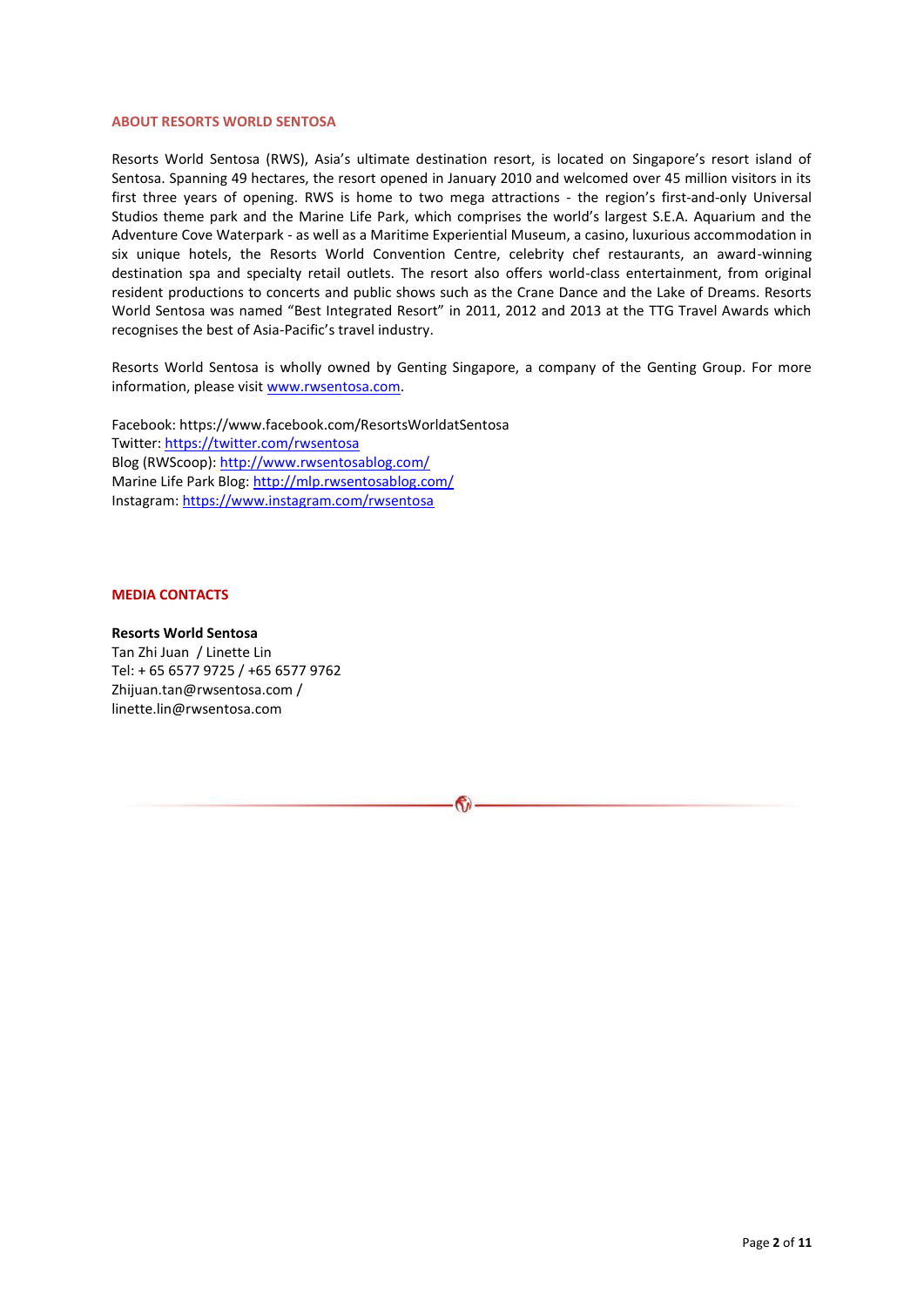## ABOUT RESORTS WORLD SENTOSA

Resorts World Sentosa (RWS), Asia's ultimate destination resort, is located on Singapore's resort island of Sentosa. Spanning 49 hectares, the resort opened in January 2010 and welcomed over 45 million visitors in its first three years of opening. RWS is home to two mega attractions - the region's first-and-only Universal Studios theme park and the Marine Life Park, which comprises the world's largest S.E.A. Aquarium and the Adventure Cove Waterpark - as well as a Maritime Experiential Museum, a casino, luxurious accommodation in six unique hotels, the Resorts World Convention Centre, celebrity chef restaurants, an award-winning destination spa and specialty retail outlets. The resort also offers world-class entertainment, from original resident productions to concerts and public shows such as the Crane Dance and the Lake of Dreams. Resorts World Sentosa was named "Best Integrated Resort" in 2011, 2012 and 2013 at the TTG Travel Awards which recognises the best of Asia-Pacific's travel industry.

Resorts World Sentosa is wholly owned by Genting Singapore, a company of the Genting Group. For more information, please visit www.rwsentosa.com.

Facebook: https://www.facebook.com/ResortsWorldatSentosa
Twitter: https://twitter.com/rwsentosa
Blog (RWScoop): http://www.rwsentosablog.com/
Marine Life Park Blog: http://mlp.rwsentosablog.com/
Instagram: https://www.instagram.com/rwsentosa

## MEDIA CONTACTS

**Resorts World Sentosa**
Tan Zhi Juan / Linette Lin
Tel: + 65 6577 9725 / +65 6577 9762
Zhijuan.tan@rwsentosa.com /
linette.lin@rwsentosa.com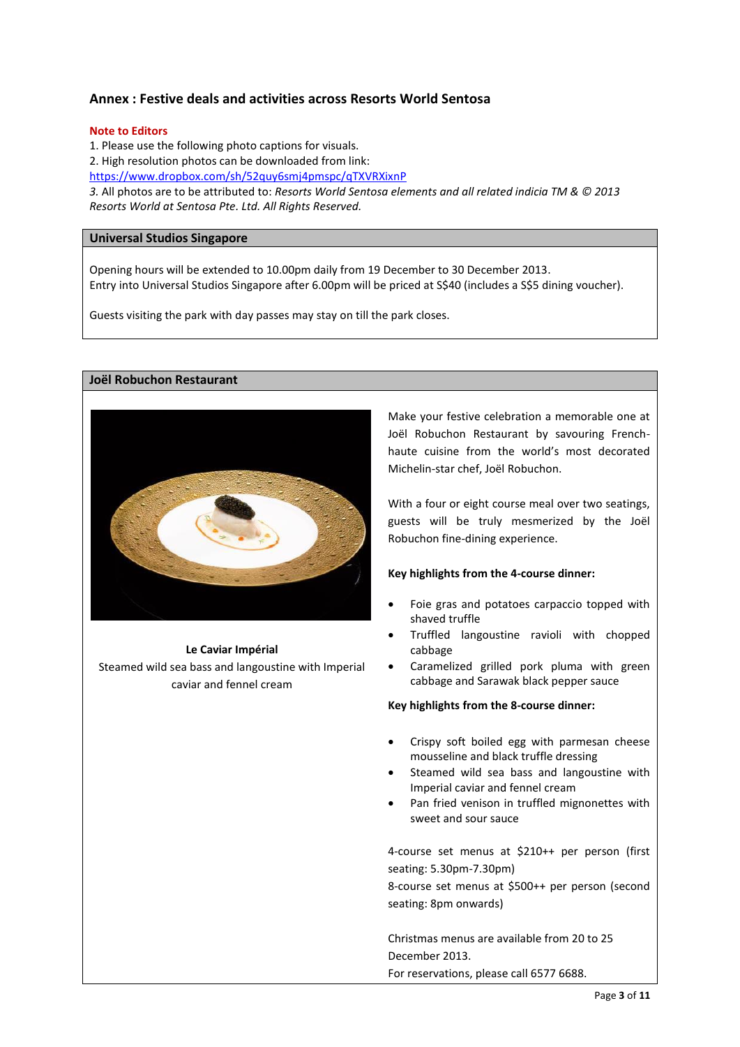## Annex : Festive deals and activities across Resorts World Sentosa

**Note to Editors**

1. Please use the following photo captions for visuals.
2. High resolution photos can be downloaded from link: https://www.dropbox.com/sh/52quy6smj4pmspc/qTXVRXixnP
3. All photos are to be attributed to: *Resorts World Sentosa elements and all related indicia TM & © 2013 Resorts World at Sentosa Pte. Ltd. All Rights Reserved.*

### Universal Studios Singapore

Opening hours will be extended to 10.00pm daily from 19 December to 30 December 2013.
Entry into Universal Studios Singapore after 6.00pm will be priced at S$40 (includes a S$5 dining voucher).

Guests visiting the park with day passes may stay on till the park closes.

### Joël Robuchon Restaurant

**Le Caviar Impérial**
Steamed wild sea bass and langoustine with Imperial caviar and fennel cream

Make your festive celebration a memorable one at Joël Robuchon Restaurant by savouring French-haute cuisine from the world's most decorated Michelin-star chef, Joël Robuchon.

With a four or eight course meal over two seatings, guests will be truly mesmerized by the Joël Robuchon fine-dining experience.

**Key highlights from the 4-course dinner:**

- Foie gras and potatoes carpaccio topped with shaved truffle
- Truffled langoustine ravioli with chopped cabbage
- Caramelized grilled pork pluma with green cabbage and Sarawak black pepper sauce

**Key highlights from the 8-course dinner:**

- Crispy soft boiled egg with parmesan cheese mousseline and black truffle dressing
- Steamed wild sea bass and langoustine with Imperial caviar and fennel cream
- Pan fried venison in truffled mignonettes with sweet and sour sauce

4-course set menus at $210++ per person (first seating: 5.30pm-7.30pm)
8-course set menus at $500++ per person (second seating: 8pm onwards)

Christmas menus are available from 20 to 25 December 2013.
For reservations, please call 6577 6688.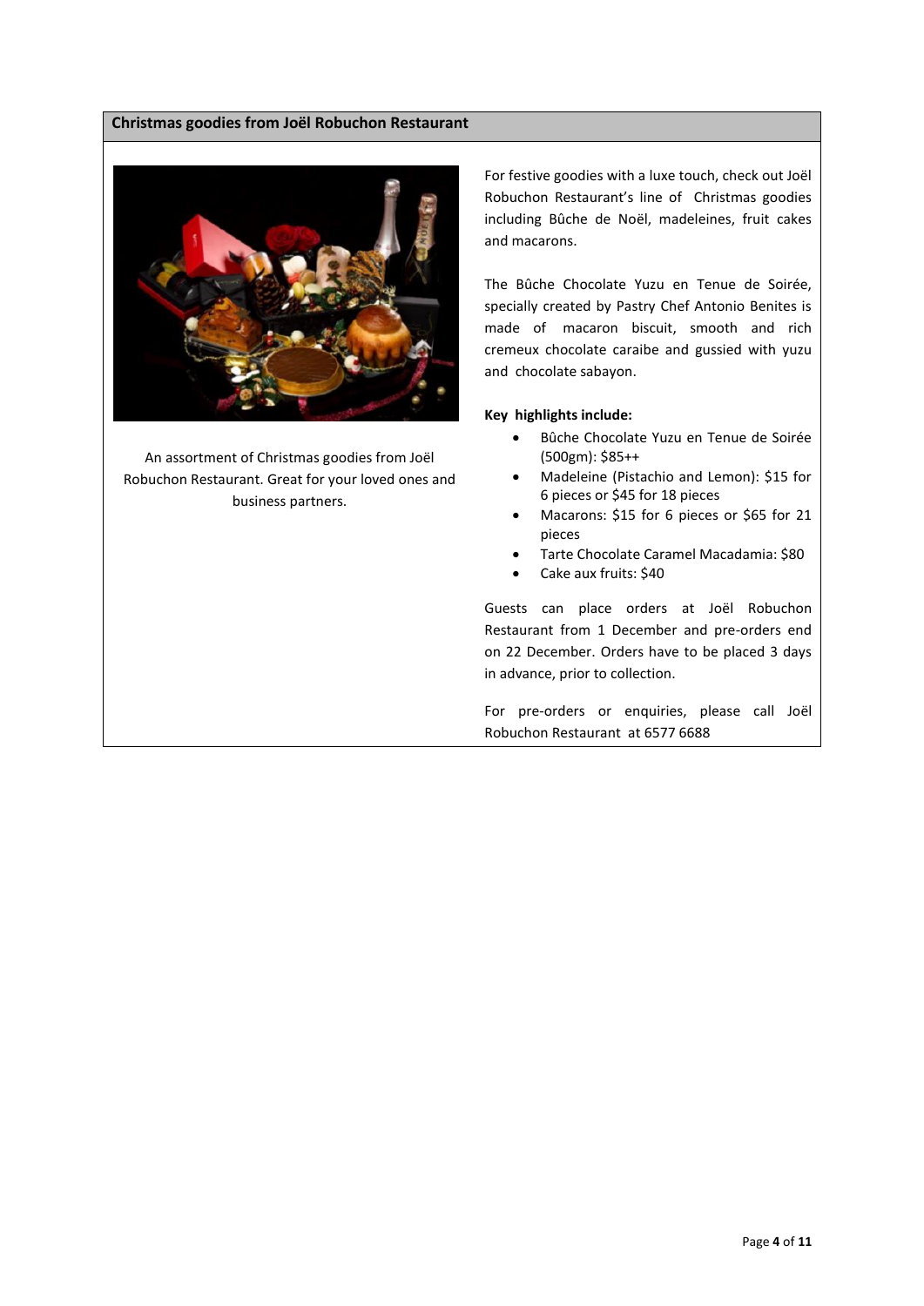## Christmas goodies from Joël Robuchon Restaurant

An assortment of Christmas goodies from Joël Robuchon Restaurant. Great for your loved ones and business partners.

For festive goodies with a luxe touch, check out Joël Robuchon Restaurant's line of Christmas goodies including Bûche de Noël, madeleines, fruit cakes and macarons.

The Bûche Chocolate Yuzu en Tenue de Soirée, specially created by Pastry Chef Antonio Benites is made of macaron biscuit, smooth and rich cremeux chocolate caraibe and gussied with yuzu and chocolate sabayon.

**Key highlights include:**

- Bûche Chocolate Yuzu en Tenue de Soirée (500gm): $85++
- Madeleine (Pistachio and Lemon): $15 for 6 pieces or $45 for 18 pieces
- Macarons: $15 for 6 pieces or $65 for 21 pieces
- Tarte Chocolate Caramel Macadamia: $80
- Cake aux fruits: $40

Guests can place orders at Joël Robuchon Restaurant from 1 December and pre-orders end on 22 December. Orders have to be placed 3 days in advance, prior to collection.

For pre-orders or enquiries, please call Joël Robuchon Restaurant at 6577 6688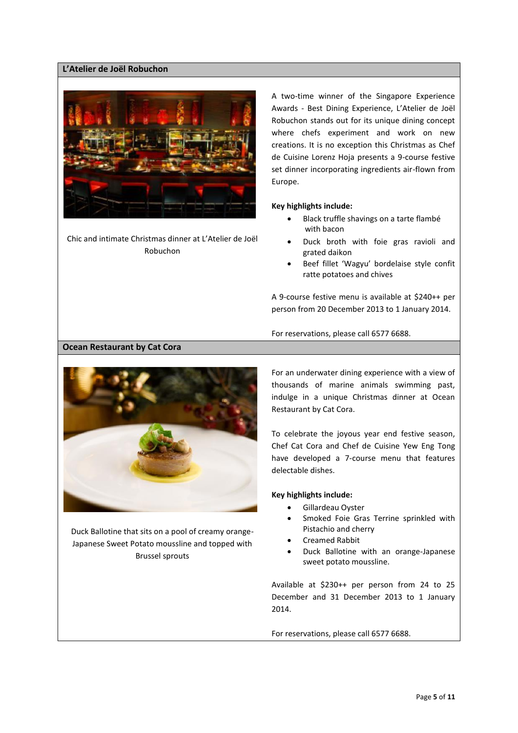## L'Atelier de Joël Robuchon

Chic and intimate Christmas dinner at L'Atelier de Joël Robuchon

A two-time winner of the Singapore Experience Awards - Best Dining Experience, L'Atelier de Joël Robuchon stands out for its unique dining concept where chefs experiment and work on new creations. It is no exception this Christmas as Chef de Cuisine Lorenz Hoja presents a 9-course festive set dinner incorporating ingredients air-flown from Europe.

**Key highlights include:**

- Black truffle shavings on a tarte flambé with bacon
- Duck broth with foie gras ravioli and grated daikon
- Beef fillet 'Wagyu' bordelaise style confit ratte potatoes and chives

A 9-course festive menu is available at $240++ per person from 20 December 2013 to 1 January 2014.

For reservations, please call 6577 6688.

## Ocean Restaurant by Cat Cora

Duck Ballotine that sits on a pool of creamy orange-Japanese Sweet Potato moussline and topped with Brussel sprouts

For an underwater dining experience with a view of thousands of marine animals swimming past, indulge in a unique Christmas dinner at Ocean Restaurant by Cat Cora.

To celebrate the joyous year end festive season, Chef Cat Cora and Chef de Cuisine Yew Eng Tong have developed a 7-course menu that features delectable dishes.

**Key highlights include:**

- Gillardeau Oyster
- Smoked Foie Gras Terrine sprinkled with Pistachio and cherry
- Creamed Rabbit
- Duck Ballotine with an orange-Japanese sweet potato moussline.

Available at $230++ per person from 24 to 25 December and 31 December 2013 to 1 January 2014.

For reservations, please call 6577 6688.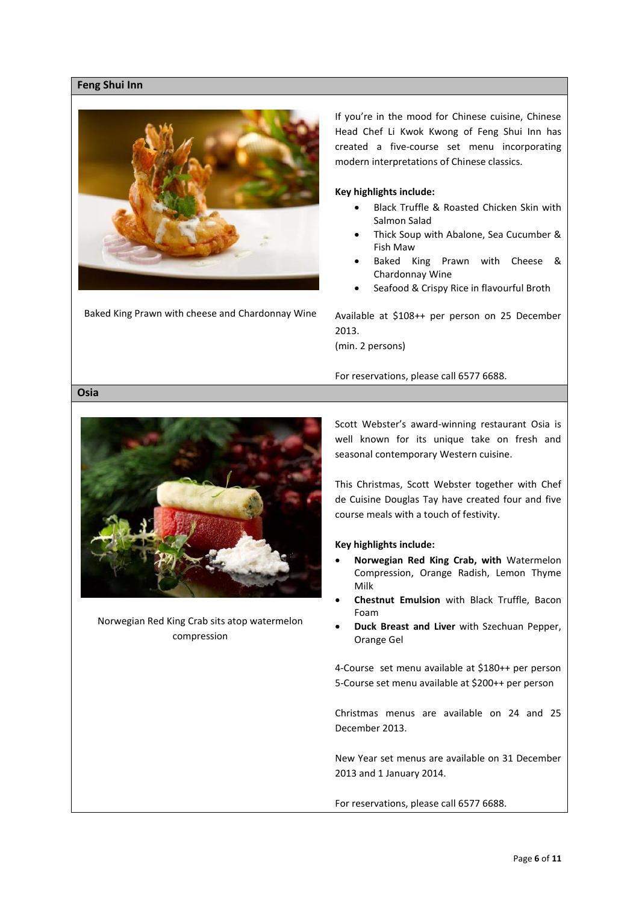## Feng Shui Inn

Baked King Prawn with cheese and Chardonnay Wine

If you're in the mood for Chinese cuisine, Chinese Head Chef Li Kwok Kwong of Feng Shui Inn has created a five-course set menu incorporating modern interpretations of Chinese classics.

**Key highlights include:**

- Black Truffle & Roasted Chicken Skin with Salmon Salad
- Thick Soup with Abalone, Sea Cucumber & Fish Maw
- Baked King Prawn with Cheese & Chardonnay Wine
- Seafood & Crispy Rice in flavourful Broth

Available at $108++ per person on 25 December 2013.
(min. 2 persons)

For reservations, please call 6577 6688.

## Osia

Norwegian Red King Crab sits atop watermelon compression

Scott Webster's award-winning restaurant Osia is well known for its unique take on fresh and seasonal contemporary Western cuisine.

This Christmas, Scott Webster together with Chef de Cuisine Douglas Tay have created four and five course meals with a touch of festivity.

**Key highlights include:**

- **Norwegian Red King Crab, with** Watermelon Compression, Orange Radish, Lemon Thyme Milk
- **Chestnut Emulsion** with Black Truffle, Bacon Foam
- **Duck Breast and Liver** with Szechuan Pepper, Orange Gel

4-Course set menu available at $180++ per person
5-Course set menu available at $200++ per person

Christmas menus are available on 24 and 25 December 2013.

New Year set menus are available on 31 December 2013 and 1 January 2014.

For reservations, please call 6577 6688.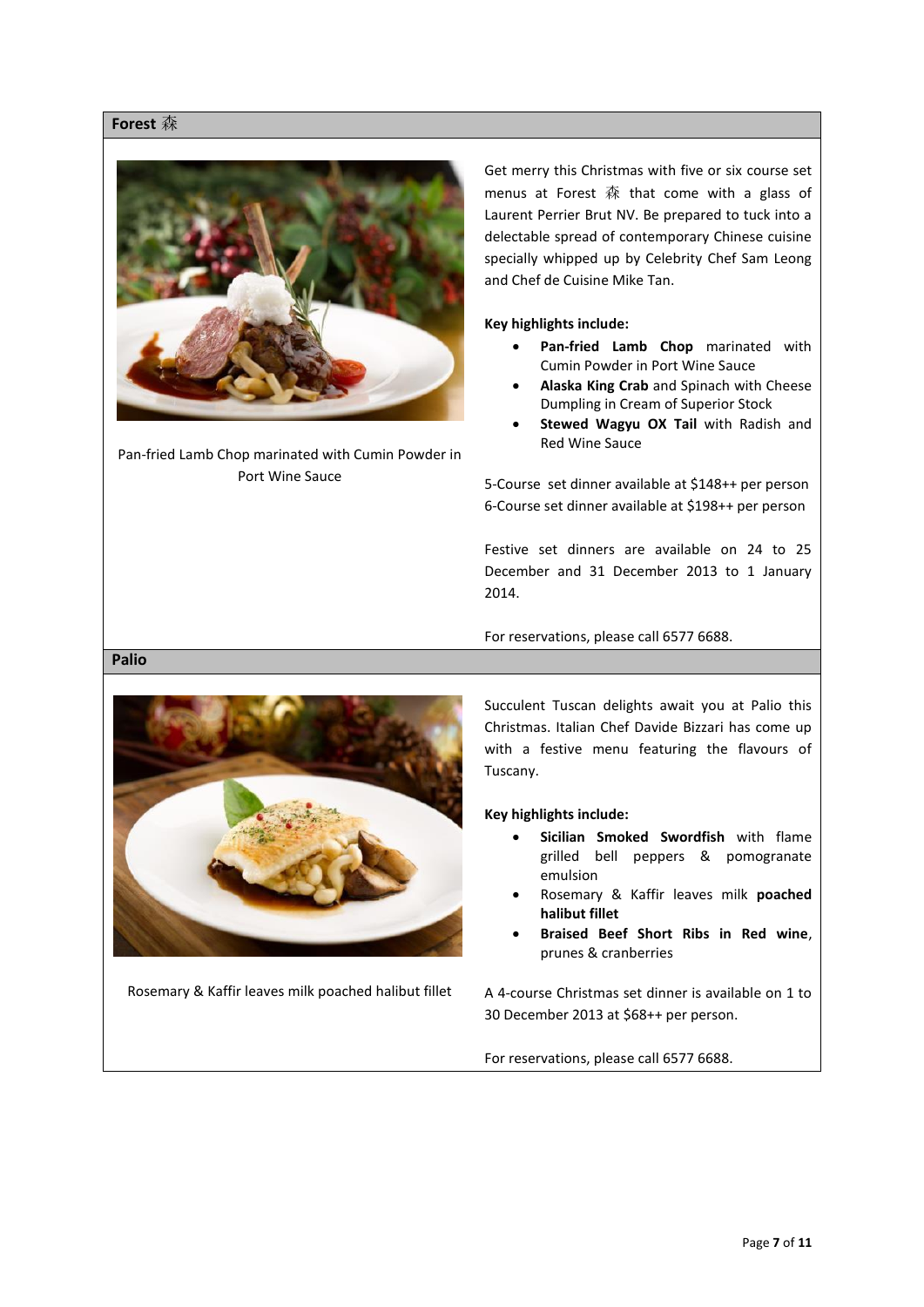## Forest 森

Pan-fried Lamb Chop marinated with Cumin Powder in Port Wine Sauce

Get merry this Christmas with five or six course set menus at Forest 森 that come with a glass of Laurent Perrier Brut NV. Be prepared to tuck into a delectable spread of contemporary Chinese cuisine specially whipped up by Celebrity Chef Sam Leong and Chef de Cuisine Mike Tan.

**Key highlights include:**

- **Pan-fried Lamb Chop** marinated with Cumin Powder in Port Wine Sauce
- **Alaska King Crab** and Spinach with Cheese Dumpling in Cream of Superior Stock
- **Stewed Wagyu OX Tail** with Radish and Red Wine Sauce

5-Course set dinner available at $148++ per person
6-Course set dinner available at $198++ per person

Festive set dinners are available on 24 to 25 December and 31 December 2013 to 1 January 2014.

For reservations, please call 6577 6688.

## Palio

Rosemary & Kaffir leaves milk poached halibut fillet

Succulent Tuscan delights await you at Palio this Christmas. Italian Chef Davide Bizzari has come up with a festive menu featuring the flavours of Tuscany.

**Key highlights include:**

- **Sicilian Smoked Swordfish** with flame grilled bell peppers & pomogranate emulsion
- Rosemary & Kaffir leaves milk **poached halibut fillet**
- **Braised Beef Short Ribs in Red wine**, prunes & cranberries

A 4-course Christmas set dinner is available on 1 to 30 December 2013 at $68++ per person.

For reservations, please call 6577 6688.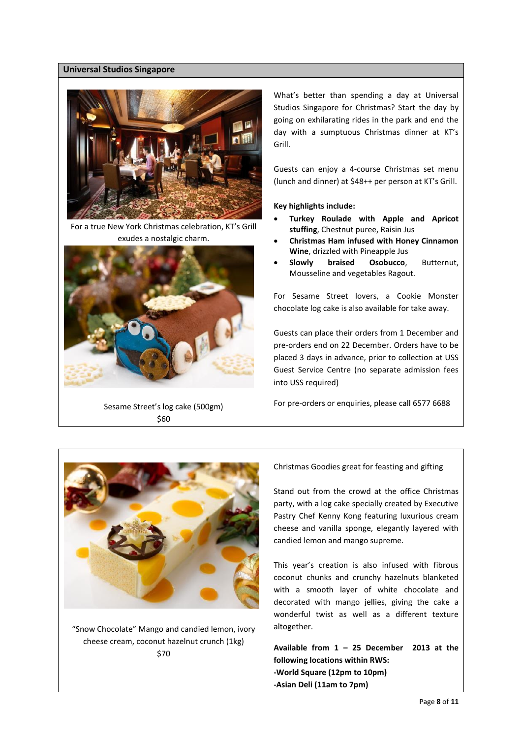## Universal Studios Singapore

For a true New York Christmas celebration, KT's Grill exudes a nostalgic charm.

Sesame Street's log cake (500gm)
$60

What's better than spending a day at Universal Studios Singapore for Christmas? Start the day by going on exhilarating rides in the park and end the day with a sumptuous Christmas dinner at KT's Grill.

Guests can enjoy a 4-course Christmas set menu (lunch and dinner) at $48++ per person at KT's Grill.

**Key highlights include:**

- **Turkey Roulade with Apple and Apricot stuffing**, Chestnut puree, Raisin Jus
- **Christmas Ham infused with Honey Cinnamon Wine**, drizzled with Pineapple Jus
- **Slowly braised Osobucco**, Butternut, Mousseline and vegetables Ragout.

For Sesame Street lovers, a Cookie Monster chocolate log cake is also available for take away.

Guests can place their orders from 1 December and pre-orders end on 22 December. Orders have to be placed 3 days in advance, prior to collection at USS Guest Service Centre (no separate admission fees into USS required)

For pre-orders or enquiries, please call 6577 6688

---

"Snow Chocolate" Mango and candied lemon, ivory cheese cream, coconut hazelnut crunch (1kg)
$70

Christmas Goodies great for feasting and gifting

Stand out from the crowd at the office Christmas party, with a log cake specially created by Executive Pastry Chef Kenny Kong featuring luxurious cream cheese and vanilla sponge, elegantly layered with candied lemon and mango supreme.

This year's creation is also infused with fibrous coconut chunks and crunchy hazelnuts blanketed with a smooth layer of white chocolate and decorated with mango jellies, giving the cake a wonderful twist as well as a different texture altogether.

**Available from 1 – 25 December 2013 at the following locations within RWS:**
**-World Square (12pm to 10pm)**
**-Asian Deli (11am to 7pm)**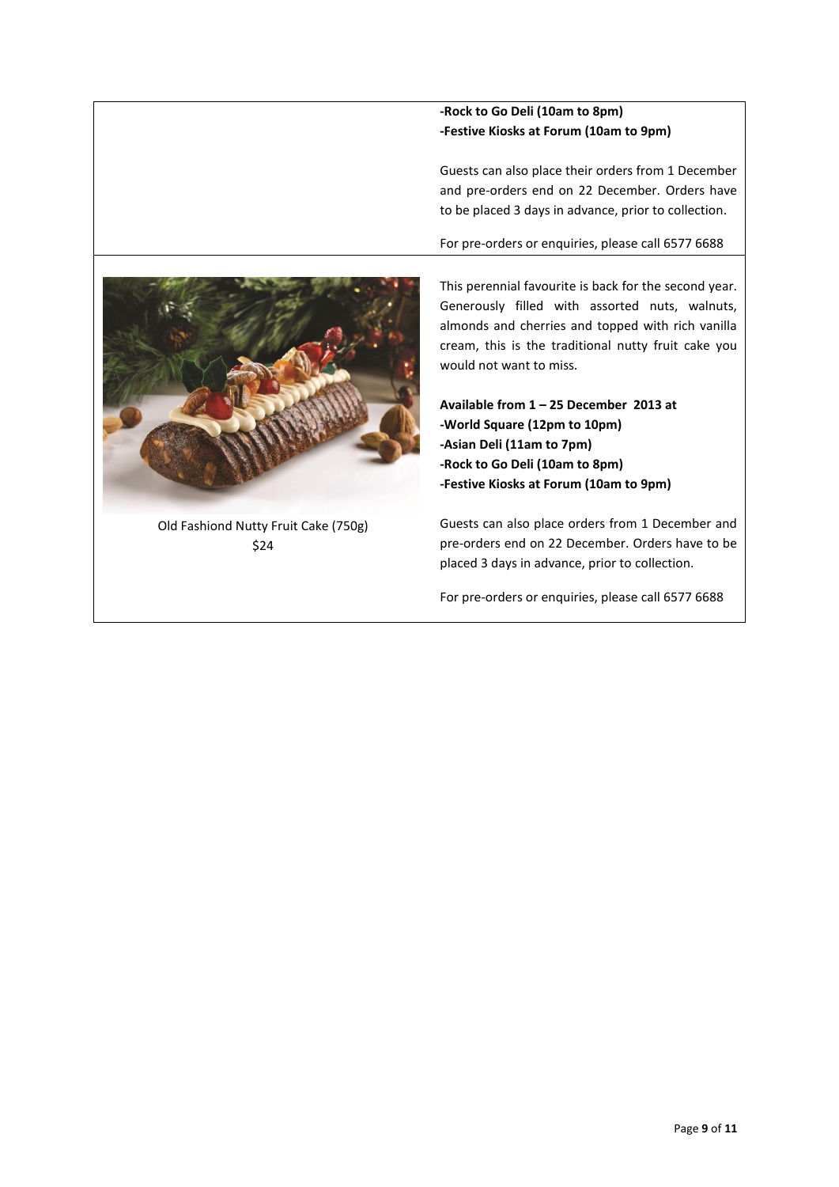| | |
|---|---|
| | **-Rock to Go Deli (10am to 8pm)**<br>**-Festive Kiosks at Forum (10am to 9pm)**<br><br>Guests can also place their orders from 1 December and pre-orders end on 22 December. Orders have to be placed 3 days in advance, prior to collection.<br><br>For pre-orders or enquiries, please call 6577 6688 |
| Old Fashiond Nutty Fruit Cake (750g)<br>$24 | This perennial favourite is back for the second year. Generously filled with assorted nuts, walnuts, almonds and cherries and topped with rich vanilla cream, this is the traditional nutty fruit cake you would not want to miss.<br><br>**Available from 1 – 25 December 2013 at**<br>**-World Square (12pm to 10pm)**<br>**-Asian Deli (11am to 7pm)**<br>**-Rock to Go Deli (10am to 8pm)**<br>**-Festive Kiosks at Forum (10am to 9pm)**<br><br>Guests can also place orders from 1 December and pre-orders end on 22 December. Orders have to be placed 3 days in advance, prior to collection.<br><br>For pre-orders or enquiries, please call 6577 6688 |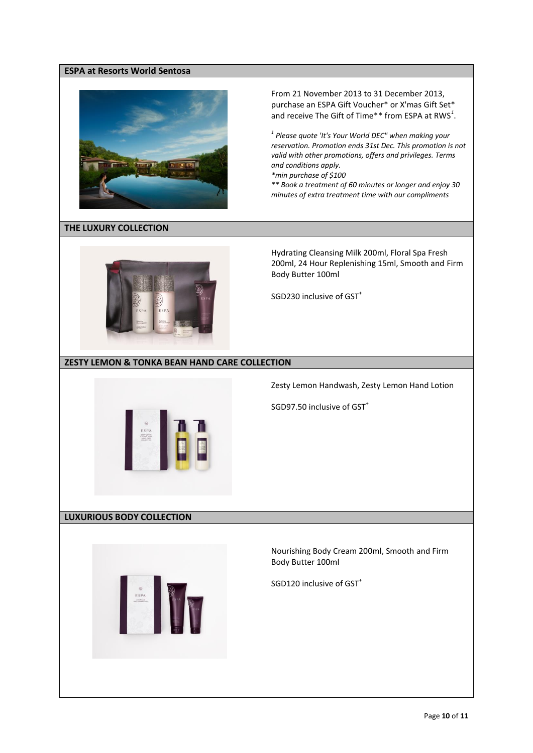## ESPA at Resorts World Sentosa

From 21 November 2013 to 31 December 2013, purchase an ESPA Gift Voucher* or X'mas Gift Set* and receive The Gift of Time** from ESPA at RWS[1].

*[1] Please quote 'It's Your World DEC" when making your reservation. Promotion ends 31st Dec. This promotion is not valid with other promotions, offers and privileges. Terms and conditions apply.*
*\*min purchase of $100*
*\*\* Book a treatment of 60 minutes or longer and enjoy 30 minutes of extra treatment time with our compliments*

## THE LUXURY COLLECTION

Hydrating Cleansing Milk 200ml, Floral Spa Fresh 200ml, 24 Hour Replenishing 15ml, Smooth and Firm Body Butter 100ml

SGD230 inclusive of GST[+]

## ZESTY LEMON & TONKA BEAN HAND CARE COLLECTION

Zesty Lemon Handwash, Zesty Lemon Hand Lotion

SGD97.50 inclusive of GST[+]

## LUXURIOUS BODY COLLECTION

Nourishing Body Cream 200ml, Smooth and Firm Body Butter 100ml

SGD120 inclusive of GST[+]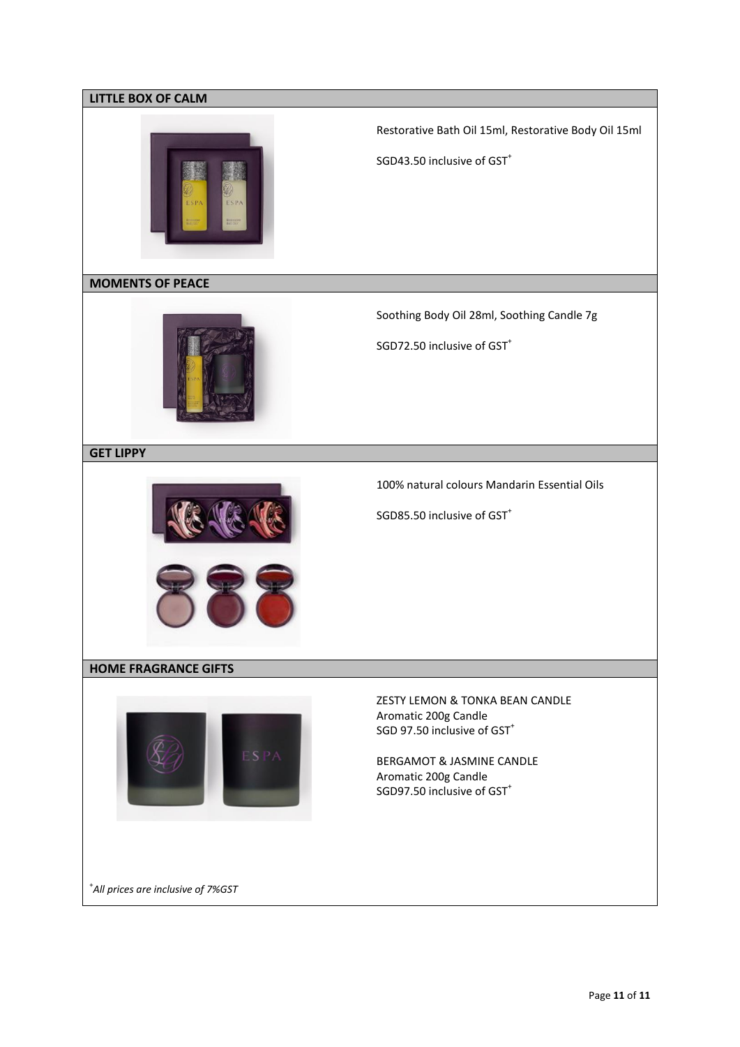### LITTLE BOX OF CALM

Restorative Bath Oil 15ml, Restorative Body Oil 15ml

SGD43.50 inclusive of GST[+]

### MOMENTS OF PEACE

Soothing Body Oil 28ml, Soothing Candle 7g

SGD72.50 inclusive of GST[+]

### GET LIPPY

100% natural colours Mandarin Essential Oils

SGD85.50 inclusive of GST[+]

### HOME FRAGRANCE GIFTS

ZESTY LEMON & TONKA BEAN CANDLE
Aromatic 200g Candle
SGD 97.50 inclusive of GST[+]

BERGAMOT & JASMINE CANDLE
Aromatic 200g Candle
SGD97.50 inclusive of GST[+]

[+]*All prices are inclusive of 7%GST*